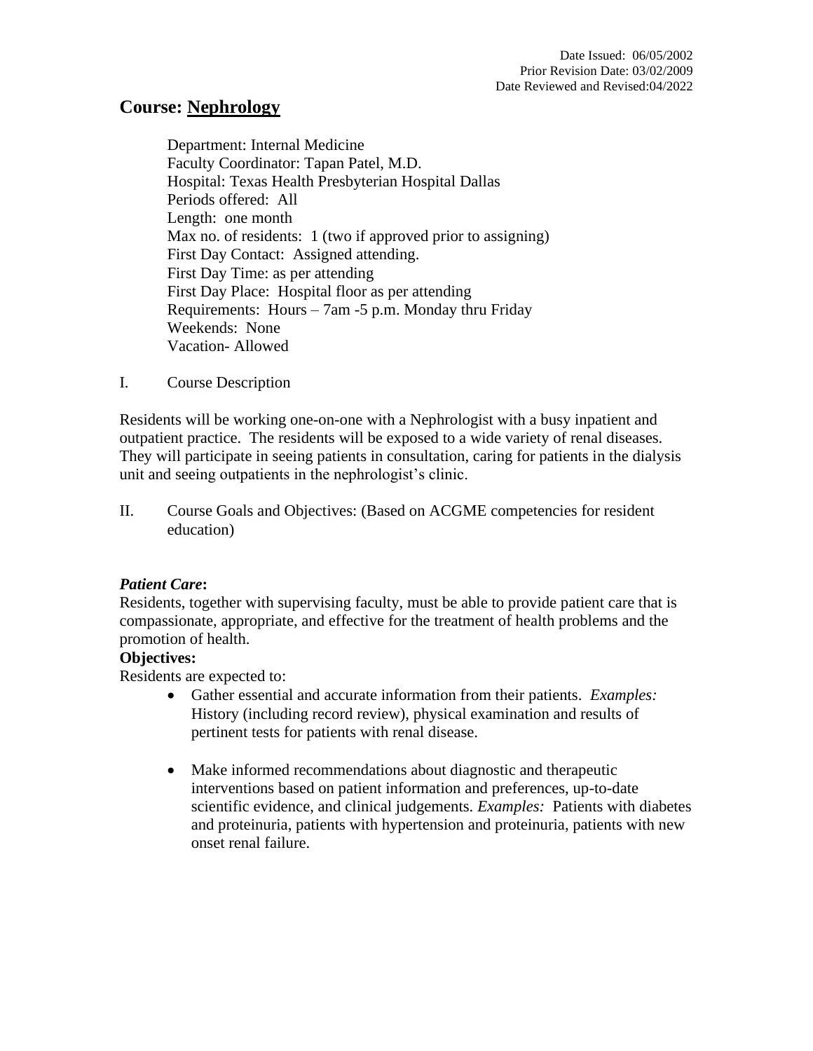Date Issued: 06/05/2002
Prior Revision Date: 03/02/2009
Date Reviewed and Revised:04/2022

# Course: Nephrology

Department: Internal Medicine
Faculty Coordinator: Tapan Patel, M.D.
Hospital: Texas Health Presbyterian Hospital Dallas
Periods offered: All
Length: one month
Max no. of residents: 1 (two if approved prior to assigning)
First Day Contact: Assigned attending.
First Day Time: as per attending
First Day Place: Hospital floor as per attending
Requirements: Hours – 7am -5 p.m. Monday thru Friday
Weekends: None
Vacation- Allowed

## I. Course Description

Residents will be working one-on-one with a Nephrologist with a busy inpatient and outpatient practice. The residents will be exposed to a wide variety of renal diseases. They will participate in seeing patients in consultation, caring for patients in the dialysis unit and seeing outpatients in the nephrologist's clinic.

## II. Course Goals and Objectives: (Based on ACGME competencies for resident education)

***Patient Care*:**
Residents, together with supervising faculty, must be able to provide patient care that is compassionate, appropriate, and effective for the treatment of health problems and the promotion of health.

**Objectives:**
Residents are expected to:

- Gather essential and accurate information from their patients. *Examples:* History (including record review), physical examination and results of pertinent tests for patients with renal disease.

- Make informed recommendations about diagnostic and therapeutic interventions based on patient information and preferences, up-to-date scientific evidence, and clinical judgements. *Examples:* Patients with diabetes and proteinuria, patients with hypertension and proteinuria, patients with new onset renal failure.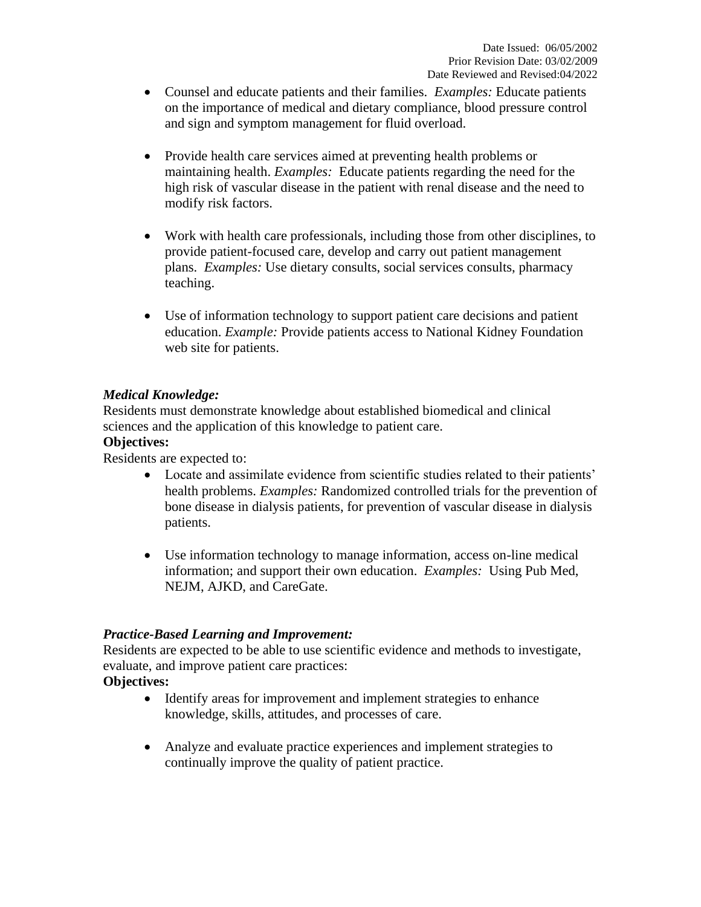- Counsel and educate patients and their families. *Examples:* Educate patients on the importance of medical and dietary compliance, blood pressure control and sign and symptom management for fluid overload.

- Provide health care services aimed at preventing health problems or maintaining health. *Examples:* Educate patients regarding the need for the high risk of vascular disease in the patient with renal disease and the need to modify risk factors.

- Work with health care professionals, including those from other disciplines, to provide patient-focused care, develop and carry out patient management plans. *Examples:* Use dietary consults, social services consults, pharmacy teaching.

- Use of information technology to support patient care decisions and patient education. *Example:* Provide patients access to National Kidney Foundation web site for patients.

***Medical Knowledge:***

Residents must demonstrate knowledge about established biomedical and clinical sciences and the application of this knowledge to patient care.

**Objectives:**

Residents are expected to:

- Locate and assimilate evidence from scientific studies related to their patients' health problems. *Examples:* Randomized controlled trials for the prevention of bone disease in dialysis patients, for prevention of vascular disease in dialysis patients.

- Use information technology to manage information, access on-line medical information; and support their own education. *Examples:* Using Pub Med, NEJM, AJKD, and CareGate.

***Practice-Based Learning and Improvement:***

Residents are expected to be able to use scientific evidence and methods to investigate, evaluate, and improve patient care practices:

**Objectives:**

- Identify areas for improvement and implement strategies to enhance knowledge, skills, attitudes, and processes of care.

- Analyze and evaluate practice experiences and implement strategies to continually improve the quality of patient practice.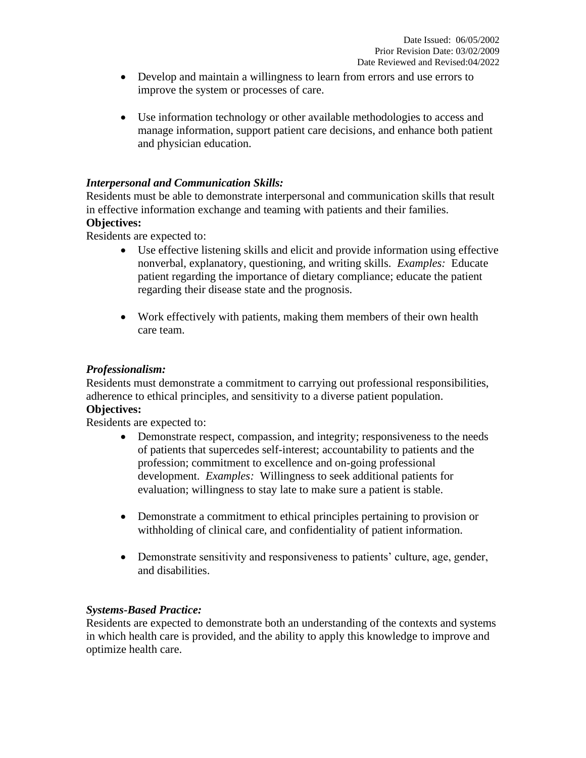- Develop and maintain a willingness to learn from errors and use errors to improve the system or processes of care.

- Use information technology or other available methodologies to access and manage information, support patient care decisions, and enhance both patient and physician education.

***Interpersonal and Communication Skills:***
Residents must be able to demonstrate interpersonal and communication skills that result in effective information exchange and teaming with patients and their families.
**Objectives:**
Residents are expected to:

- Use effective listening skills and elicit and provide information using effective nonverbal, explanatory, questioning, and writing skills. *Examples:* Educate patient regarding the importance of dietary compliance; educate the patient regarding their disease state and the prognosis.

- Work effectively with patients, making them members of their own health care team.

***Professionalism:***
Residents must demonstrate a commitment to carrying out professional responsibilities, adherence to ethical principles, and sensitivity to a diverse patient population.
**Objectives:**
Residents are expected to:

- Demonstrate respect, compassion, and integrity; responsiveness to the needs of patients that supercedes self-interest; accountability to patients and the profession; commitment to excellence and on-going professional development. *Examples:* Willingness to seek additional patients for evaluation; willingness to stay late to make sure a patient is stable.

- Demonstrate a commitment to ethical principles pertaining to provision or withholding of clinical care, and confidentiality of patient information.

- Demonstrate sensitivity and responsiveness to patients' culture, age, gender, and disabilities.

***Systems-Based Practice:***
Residents are expected to demonstrate both an understanding of the contexts and systems in which health care is provided, and the ability to apply this knowledge to improve and optimize health care.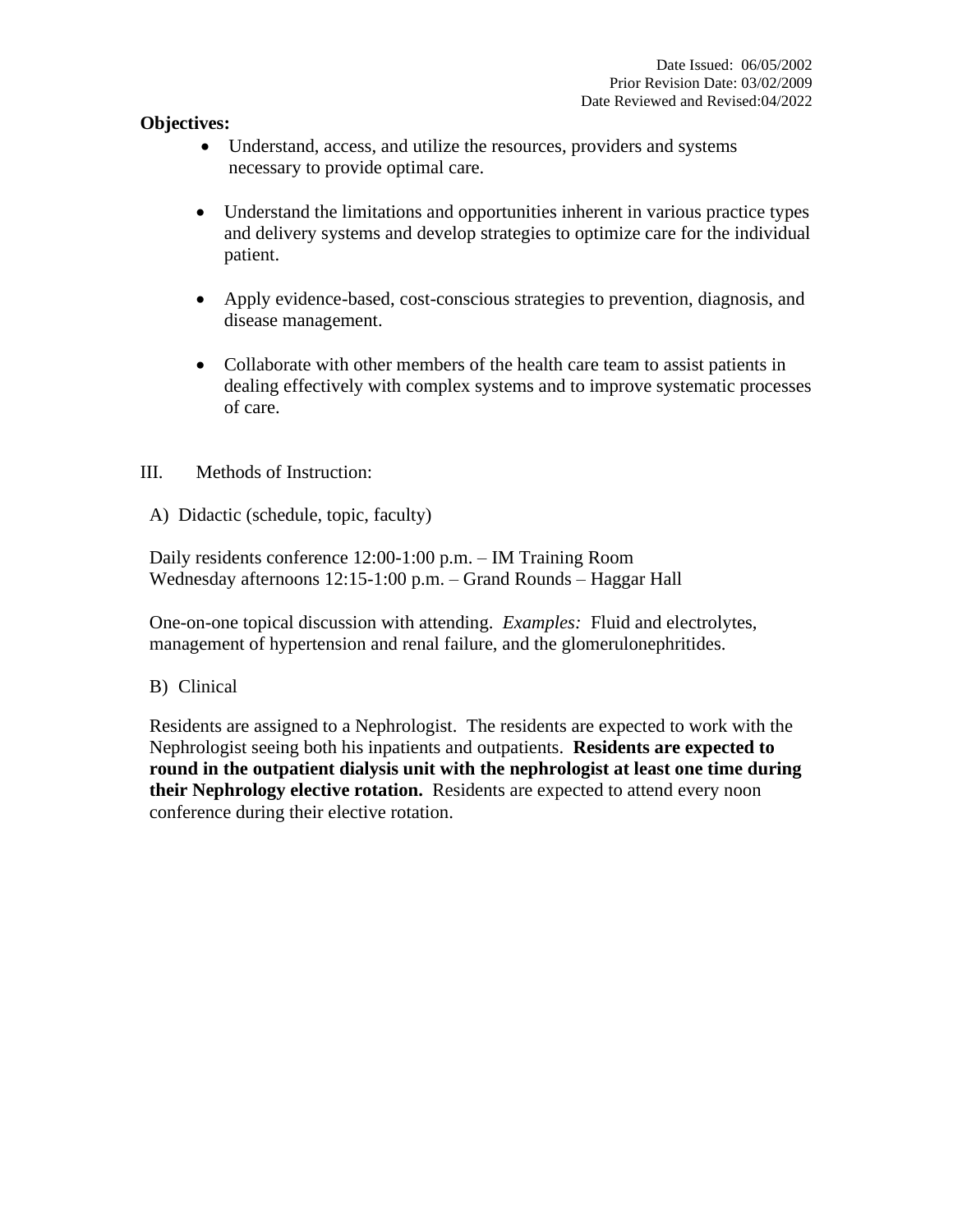Date Issued: 06/05/2002
Prior Revision Date: 03/02/2009
Date Reviewed and Revised:04/2022

**Objectives:**

- Understand, access, and utilize the resources, providers and systems necessary to provide optimal care.
- Understand the limitations and opportunities inherent in various practice types and delivery systems and develop strategies to optimize care for the individual patient.
- Apply evidence-based, cost-conscious strategies to prevention, diagnosis, and disease management.
- Collaborate with other members of the health care team to assist patients in dealing effectively with complex systems and to improve systematic processes of care.

III. Methods of Instruction:

A) Didactic (schedule, topic, faculty)

Daily residents conference 12:00-1:00 p.m. – IM Training Room
Wednesday afternoons 12:15-1:00 p.m. – Grand Rounds – Haggar Hall

One-on-one topical discussion with attending. *Examples:* Fluid and electrolytes, management of hypertension and renal failure, and the glomerulonephritides.

B) Clinical

Residents are assigned to a Nephrologist. The residents are expected to work with the Nephrologist seeing both his inpatients and outpatients. **Residents are expected to round in the outpatient dialysis unit with the nephrologist at least one time during their Nephrology elective rotation.** Residents are expected to attend every noon conference during their elective rotation.